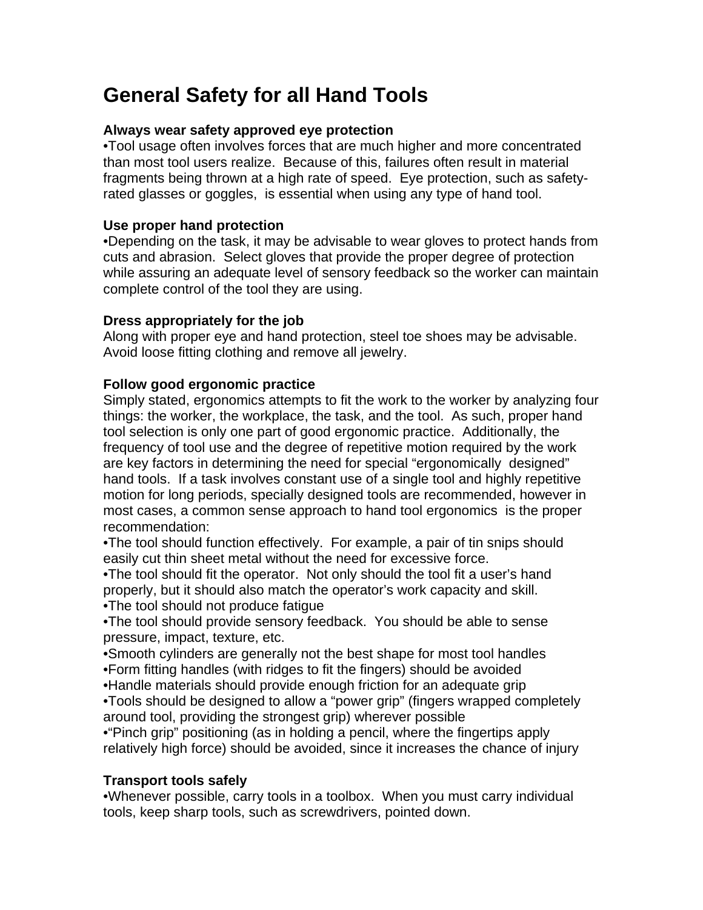# General Safety for all Hand Tools

**Always wear safety approved eye protection**

•Tool usage often involves forces that are much higher and more concentrated than most tool users realize. Because of this, failures often result in material fragments being thrown at a high rate of speed. Eye protection, such as safety-rated glasses or goggles, is essential when using any type of hand tool.

**Use proper hand protection**

•Depending on the task, it may be advisable to wear gloves to protect hands from cuts and abrasion. Select gloves that provide the proper degree of protection while assuring an adequate level of sensory feedback so the worker can maintain complete control of the tool they are using.

**Dress appropriately for the job**

Along with proper eye and hand protection, steel toe shoes may be advisable. Avoid loose fitting clothing and remove all jewelry.

**Follow good ergonomic practice**

Simply stated, ergonomics attempts to fit the work to the worker by analyzing four things: the worker, the workplace, the task, and the tool. As such, proper hand tool selection is only one part of good ergonomic practice. Additionally, the frequency of tool use and the degree of repetitive motion required by the work are key factors in determining the need for special "ergonomically designed" hand tools. If a task involves constant use of a single tool and highly repetitive motion for long periods, specially designed tools are recommended, however in most cases, a common sense approach to hand tool ergonomics is the proper recommendation:

•The tool should function effectively. For example, a pair of tin snips should easily cut thin sheet metal without the need for excessive force.
•The tool should fit the operator. Not only should the tool fit a user's hand properly, but it should also match the operator's work capacity and skill.
•The tool should not produce fatigue
•The tool should provide sensory feedback. You should be able to sense pressure, impact, texture, etc.
•Smooth cylinders are generally not the best shape for most tool handles
•Form fitting handles (with ridges to fit the fingers) should be avoided
•Handle materials should provide enough friction for an adequate grip
•Tools should be designed to allow a "power grip" (fingers wrapped completely around tool, providing the strongest grip) wherever possible
•"Pinch grip" positioning (as in holding a pencil, where the fingertips apply relatively high force) should be avoided, since it increases the chance of injury

**Transport tools safely**

•Whenever possible, carry tools in a toolbox. When you must carry individual tools, keep sharp tools, such as screwdrivers, pointed down.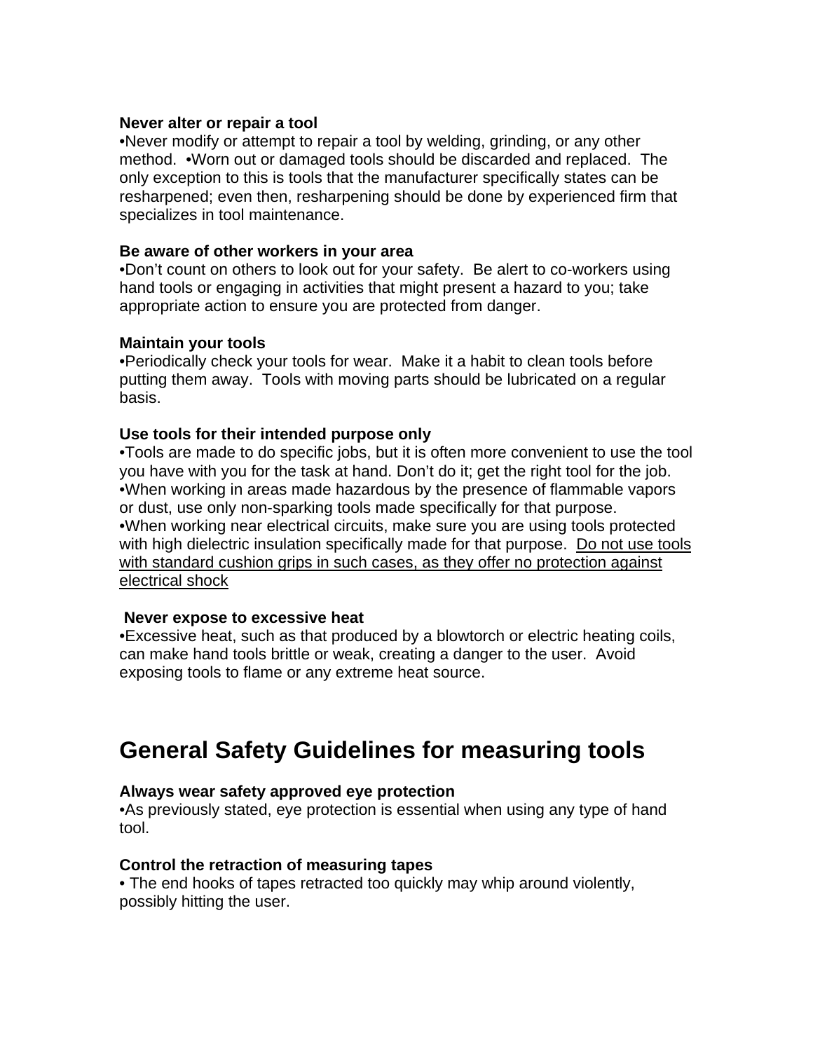**Never alter or repair a tool**

•Never modify or attempt to repair a tool by welding, grinding, or any other method. •Worn out or damaged tools should be discarded and replaced. The only exception to this is tools that the manufacturer specifically states can be resharpened; even then, resharpening should be done by experienced firm that specializes in tool maintenance.

**Be aware of other workers in your area**

•Don't count on others to look out for your safety. Be alert to co-workers using hand tools or engaging in activities that might present a hazard to you; take appropriate action to ensure you are protected from danger.

**Maintain your tools**

•Periodically check your tools for wear. Make it a habit to clean tools before putting them away. Tools with moving parts should be lubricated on a regular basis.

**Use tools for their intended purpose only**

•Tools are made to do specific jobs, but it is often more convenient to use the tool you have with you for the task at hand. Don't do it; get the right tool for the job.
•When working in areas made hazardous by the presence of flammable vapors or dust, use only non-sparking tools made specifically for that purpose.
•When working near electrical circuits, make sure you are using tools protected with high dielectric insulation specifically made for that purpose. <u>Do not use tools with standard cushion grips in such cases, as they offer no protection against electrical shock</u>

**Never expose to excessive heat**

•Excessive heat, such as that produced by a blowtorch or electric heating coils, can make hand tools brittle or weak, creating a danger to the user. Avoid exposing tools to flame or any extreme heat source.

## General Safety Guidelines for measuring tools

**Always wear safety approved eye protection**

•As previously stated, eye protection is essential when using any type of hand tool.

**Control the retraction of measuring tapes**

• The end hooks of tapes retracted too quickly may whip around violently, possibly hitting the user.